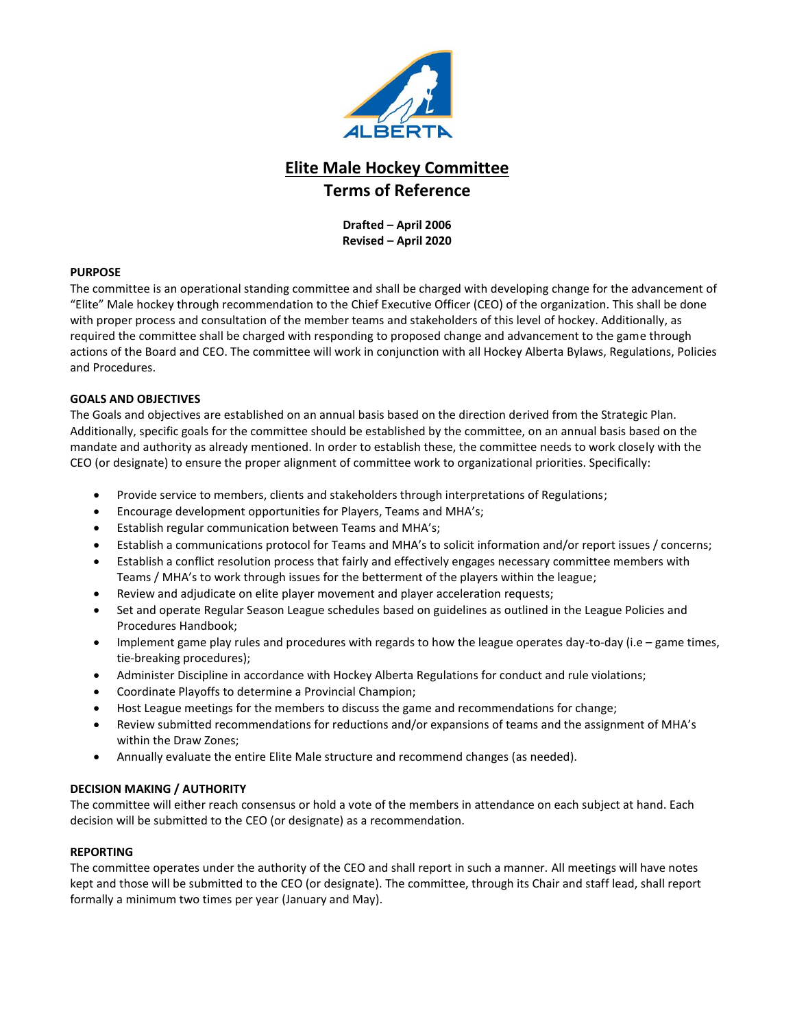# Elite Male Hockey Committee
## Terms of Reference

**Drafted – April 2006**
**Revised – April 2020**

**PURPOSE**

The committee is an operational standing committee and shall be charged with developing change for the advancement of "Elite" Male hockey through recommendation to the Chief Executive Officer (CEO) of the organization. This shall be done with proper process and consultation of the member teams and stakeholders of this level of hockey. Additionally, as required the committee shall be charged with responding to proposed change and advancement to the game through actions of the Board and CEO. The committee will work in conjunction with all Hockey Alberta Bylaws, Regulations, Policies and Procedures.

**GOALS AND OBJECTIVES**

The Goals and objectives are established on an annual basis based on the direction derived from the Strategic Plan. Additionally, specific goals for the committee should be established by the committee, on an annual basis based on the mandate and authority as already mentioned. In order to establish these, the committee needs to work closely with the CEO (or designate) to ensure the proper alignment of committee work to organizational priorities. Specifically:

- Provide service to members, clients and stakeholders through interpretations of Regulations;
- Encourage development opportunities for Players, Teams and MHA's;
- Establish regular communication between Teams and MHA's;
- Establish a communications protocol for Teams and MHA's to solicit information and/or report issues / concerns;
- Establish a conflict resolution process that fairly and effectively engages necessary committee members with Teams / MHA's to work through issues for the betterment of the players within the league;
- Review and adjudicate on elite player movement and player acceleration requests;
- Set and operate Regular Season League schedules based on guidelines as outlined in the League Policies and Procedures Handbook;
- Implement game play rules and procedures with regards to how the league operates day-to-day (i.e – game times, tie-breaking procedures);
- Administer Discipline in accordance with Hockey Alberta Regulations for conduct and rule violations;
- Coordinate Playoffs to determine a Provincial Champion;
- Host League meetings for the members to discuss the game and recommendations for change;
- Review submitted recommendations for reductions and/or expansions of teams and the assignment of MHA's within the Draw Zones;
- Annually evaluate the entire Elite Male structure and recommend changes (as needed).

**DECISION MAKING / AUTHORITY**

The committee will either reach consensus or hold a vote of the members in attendance on each subject at hand. Each decision will be submitted to the CEO (or designate) as a recommendation.

**REPORTING**

The committee operates under the authority of the CEO and shall report in such a manner. All meetings will have notes kept and those will be submitted to the CEO (or designate). The committee, through its Chair and staff lead, shall report formally a minimum two times per year (January and May).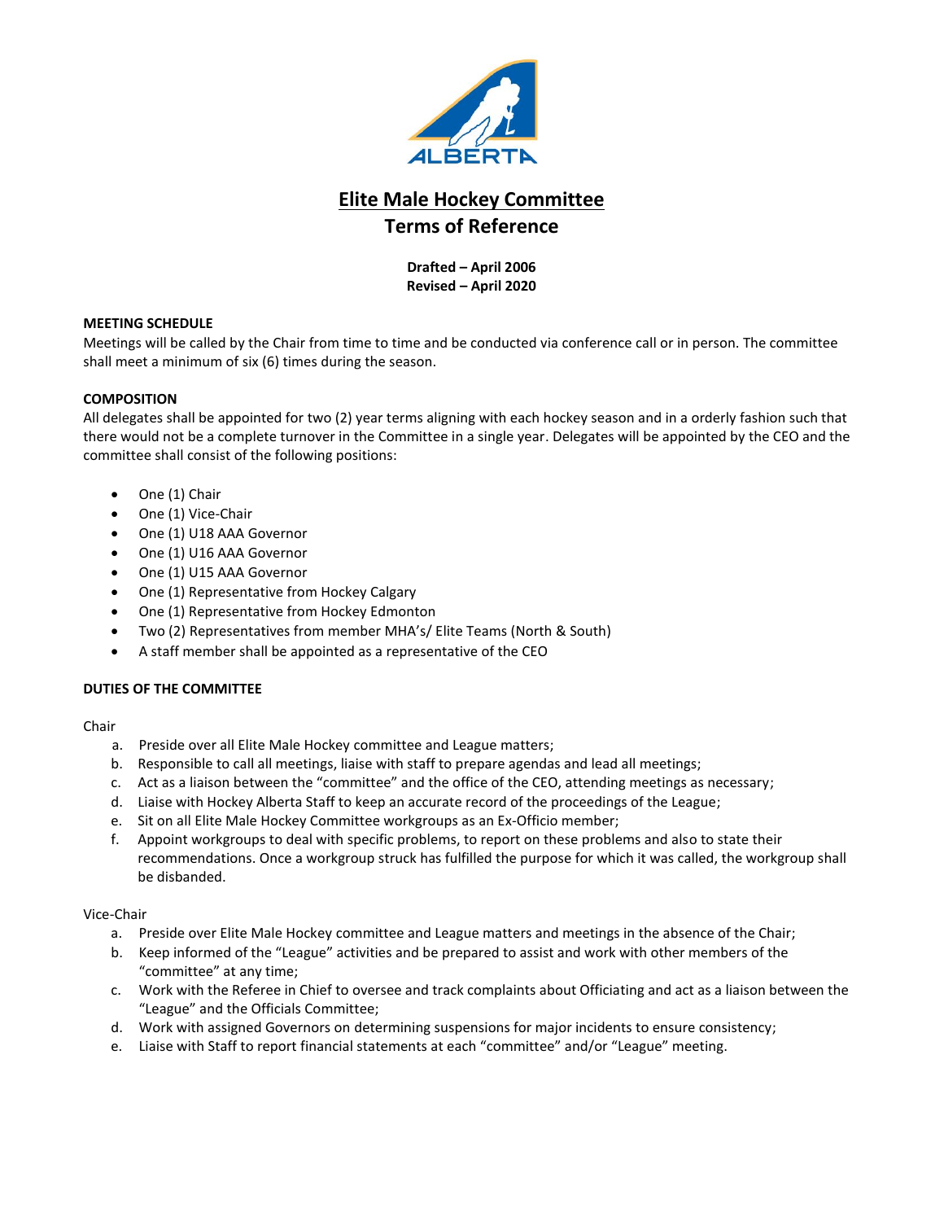# Elite Male Hockey Committee
## Terms of Reference

**Drafted – April 2006**
**Revised – April 2020**

**MEETING SCHEDULE**

Meetings will be called by the Chair from time to time and be conducted via conference call or in person. The committee shall meet a minimum of six (6) times during the season.

**COMPOSITION**

All delegates shall be appointed for two (2) year terms aligning with each hockey season and in a orderly fashion such that there would not be a complete turnover in the Committee in a single year. Delegates will be appointed by the CEO and the committee shall consist of the following positions:

- One (1) Chair
- One (1) Vice-Chair
- One (1) U18 AAA Governor
- One (1) U16 AAA Governor
- One (1) U15 AAA Governor
- One (1) Representative from Hockey Calgary
- One (1) Representative from Hockey Edmonton
- Two (2) Representatives from member MHA's/ Elite Teams (North & South)
- A staff member shall be appointed as a representative of the CEO

**DUTIES OF THE COMMITTEE**

Chair

a. Preside over all Elite Male Hockey committee and League matters;
b. Responsible to call all meetings, liaise with staff to prepare agendas and lead all meetings;
c. Act as a liaison between the "committee" and the office of the CEO, attending meetings as necessary;
d. Liaise with Hockey Alberta Staff to keep an accurate record of the proceedings of the League;
e. Sit on all Elite Male Hockey Committee workgroups as an Ex-Officio member;
f. Appoint workgroups to deal with specific problems, to report on these problems and also to state their recommendations. Once a workgroup struck has fulfilled the purpose for which it was called, the workgroup shall be disbanded.

Vice-Chair

a. Preside over Elite Male Hockey committee and League matters and meetings in the absence of the Chair;
b. Keep informed of the "League" activities and be prepared to assist and work with other members of the "committee" at any time;
c. Work with the Referee in Chief to oversee and track complaints about Officiating and act as a liaison between the "League" and the Officials Committee;
d. Work with assigned Governors on determining suspensions for major incidents to ensure consistency;
e. Liaise with Staff to report financial statements at each "committee" and/or "League" meeting.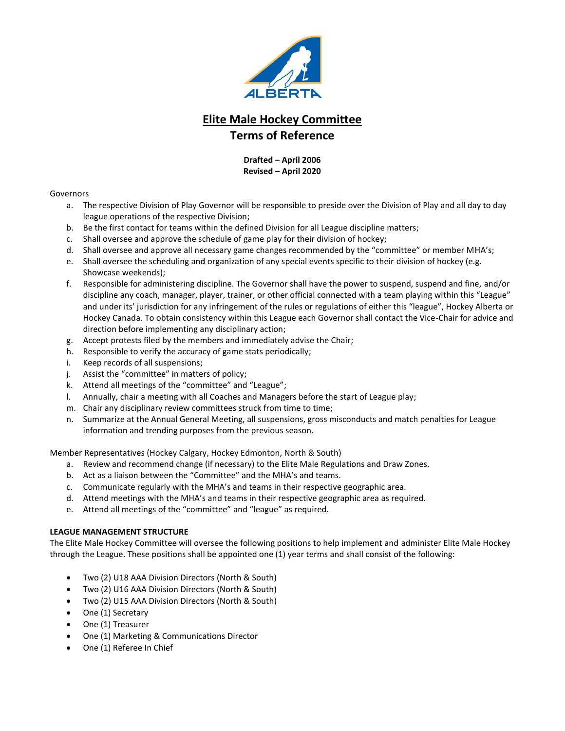# Elite Male Hockey Committee

## Terms of Reference

**Drafted – April 2006**
**Revised – April 2020**

Governors

a. The respective Division of Play Governor will be responsible to preside over the Division of Play and all day to day league operations of the respective Division;
b. Be the first contact for teams within the defined Division for all League discipline matters;
c. Shall oversee and approve the schedule of game play for their division of hockey;
d. Shall oversee and approve all necessary game changes recommended by the "committee" or member MHA's;
e. Shall oversee the scheduling and organization of any special events specific to their division of hockey (e.g. Showcase weekends);
f. Responsible for administering discipline. The Governor shall have the power to suspend, suspend and fine, and/or discipline any coach, manager, player, trainer, or other official connected with a team playing within this "League" and under its' jurisdiction for any infringement of the rules or regulations of either this "league", Hockey Alberta or Hockey Canada. To obtain consistency within this League each Governor shall contact the Vice-Chair for advice and direction before implementing any disciplinary action;
g. Accept protests filed by the members and immediately advise the Chair;
h. Responsible to verify the accuracy of game stats periodically;
i. Keep records of all suspensions;
j. Assist the "committee" in matters of policy;
k. Attend all meetings of the "committee" and "League";
l. Annually, chair a meeting with all Coaches and Managers before the start of League play;
m. Chair any disciplinary review committees struck from time to time;
n. Summarize at the Annual General Meeting, all suspensions, gross misconducts and match penalties for League information and trending purposes from the previous season.

Member Representatives (Hockey Calgary, Hockey Edmonton, North & South)

a. Review and recommend change (if necessary) to the Elite Male Regulations and Draw Zones.
b. Act as a liaison between the "Committee" and the MHA's and teams.
c. Communicate regularly with the MHA's and teams in their respective geographic area.
d. Attend meetings with the MHA's and teams in their respective geographic area as required.
e. Attend all meetings of the "committee" and "league" as required.

**LEAGUE MANAGEMENT STRUCTURE**

The Elite Male Hockey Committee will oversee the following positions to help implement and administer Elite Male Hockey through the League. These positions shall be appointed one (1) year terms and shall consist of the following:

- Two (2) U18 AAA Division Directors (North & South)
- Two (2) U16 AAA Division Directors (North & South)
- Two (2) U15 AAA Division Directors (North & South)
- One (1) Secretary
- One (1) Treasurer
- One (1) Marketing & Communications Director
- One (1) Referee In Chief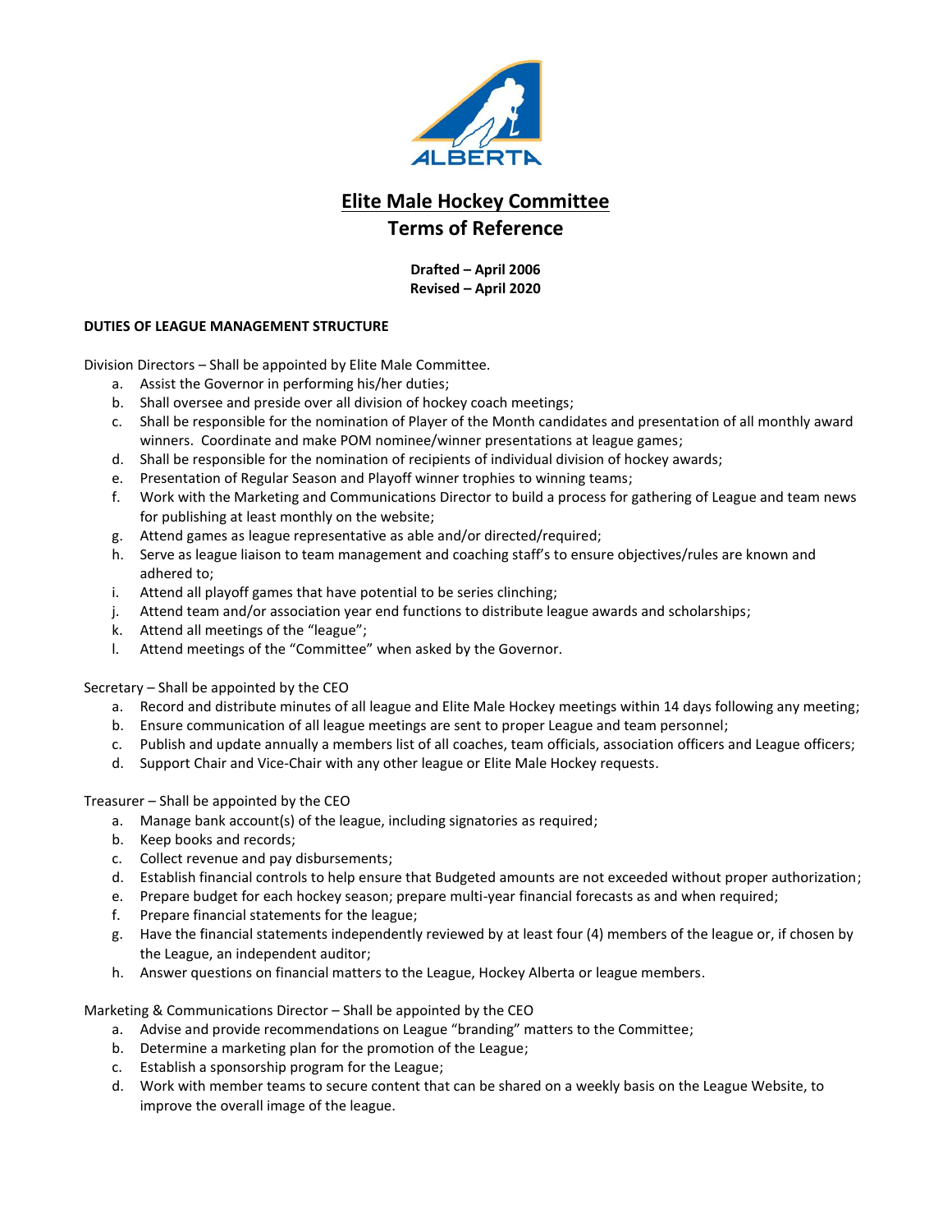# Elite Male Hockey Committee
## Terms of Reference

**Drafted – April 2006**
**Revised – April 2020**

**DUTIES OF LEAGUE MANAGEMENT STRUCTURE**

Division Directors – Shall be appointed by Elite Male Committee.

a. Assist the Governor in performing his/her duties;
b. Shall oversee and preside over all division of hockey coach meetings;
c. Shall be responsible for the nomination of Player of the Month candidates and presentation of all monthly award winners. Coordinate and make POM nominee/winner presentations at league games;
d. Shall be responsible for the nomination of recipients of individual division of hockey awards;
e. Presentation of Regular Season and Playoff winner trophies to winning teams;
f. Work with the Marketing and Communications Director to build a process for gathering of League and team news for publishing at least monthly on the website;
g. Attend games as league representative as able and/or directed/required;
h. Serve as league liaison to team management and coaching staff's to ensure objectives/rules are known and adhered to;
i. Attend all playoff games that have potential to be series clinching;
j. Attend team and/or association year end functions to distribute league awards and scholarships;
k. Attend all meetings of the "league";
l. Attend meetings of the "Committee" when asked by the Governor.

Secretary – Shall be appointed by the CEO

a. Record and distribute minutes of all league and Elite Male Hockey meetings within 14 days following any meeting;
b. Ensure communication of all league meetings are sent to proper League and team personnel;
c. Publish and update annually a members list of all coaches, team officials, association officers and League officers;
d. Support Chair and Vice-Chair with any other league or Elite Male Hockey requests.

Treasurer – Shall be appointed by the CEO

a. Manage bank account(s) of the league, including signatories as required;
b. Keep books and records;
c. Collect revenue and pay disbursements;
d. Establish financial controls to help ensure that Budgeted amounts are not exceeded without proper authorization;
e. Prepare budget for each hockey season; prepare multi-year financial forecasts as and when required;
f. Prepare financial statements for the league;
g. Have the financial statements independently reviewed by at least four (4) members of the league or, if chosen by the League, an independent auditor;
h. Answer questions on financial matters to the League, Hockey Alberta or league members.

Marketing & Communications Director – Shall be appointed by the CEO

a. Advise and provide recommendations on League "branding" matters to the Committee;
b. Determine a marketing plan for the promotion of the League;
c. Establish a sponsorship program for the League;
d. Work with member teams to secure content that can be shared on a weekly basis on the League Website, to improve the overall image of the league.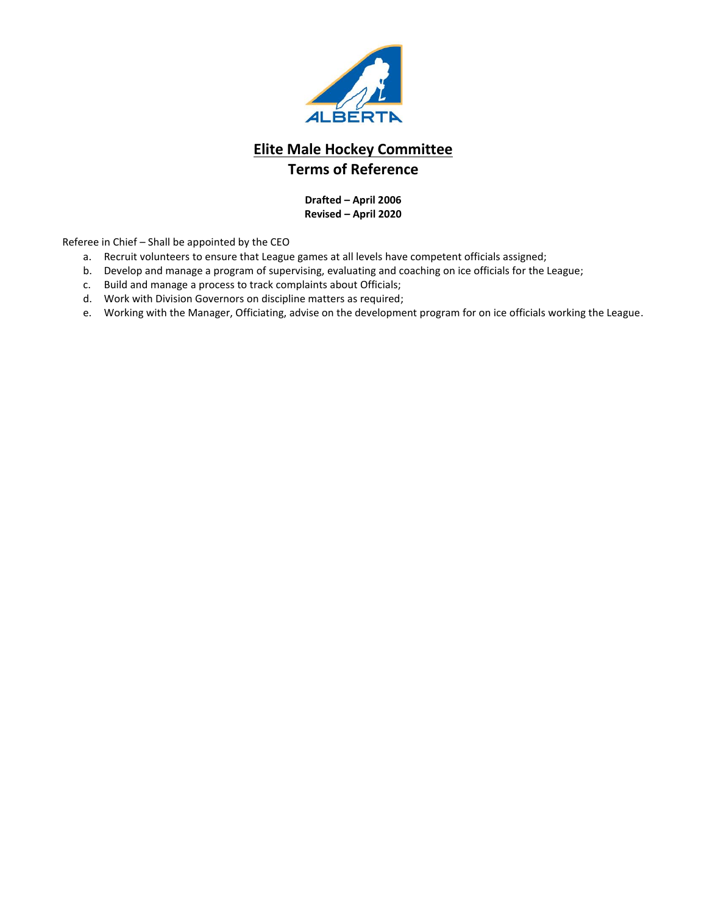# Elite Male Hockey Committee
## Terms of Reference

**Drafted – April 2006**
**Revised – April 2020**

Referee in Chief – Shall be appointed by the CEO

a. Recruit volunteers to ensure that League games at all levels have competent officials assigned;
b. Develop and manage a program of supervising, evaluating and coaching on ice officials for the League;
c. Build and manage a process to track complaints about Officials;
d. Work with Division Governors on discipline matters as required;
e. Working with the Manager, Officiating, advise on the development program for on ice officials working the League.